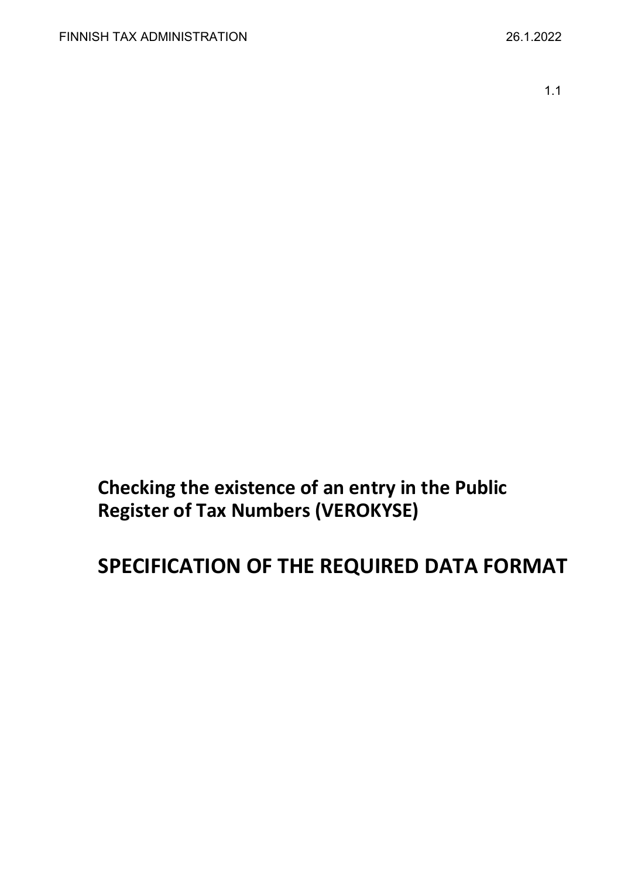# Checking the existence of an entry in the Public Register of Tax Numbers (VEROKYSE)

# SPECIFICATION OF THE REQUIRED DATA FORMAT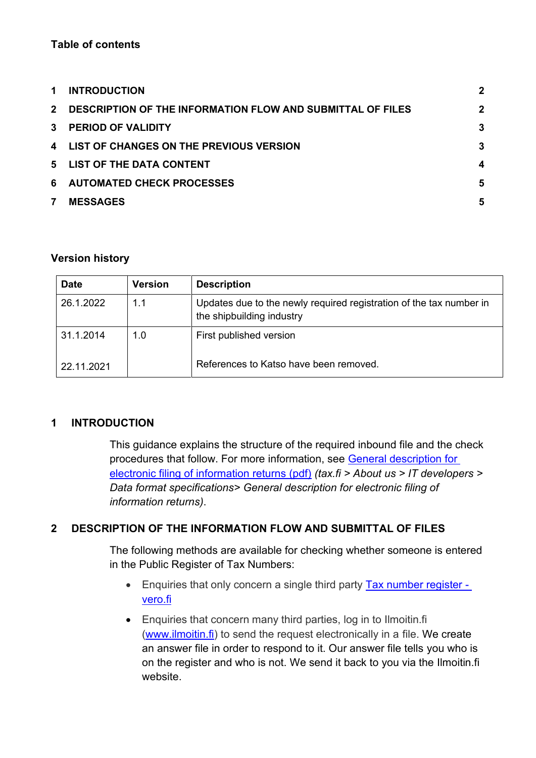**Table of contents**

| | | |
|---|---|---|
| 1 | INTRODUCTION | 2 |
| 2 | DESCRIPTION OF THE INFORMATION FLOW AND SUBMITTAL OF FILES | 2 |
| 3 | PERIOD OF VALIDITY | 3 |
| 4 | LIST OF CHANGES ON THE PREVIOUS VERSION | 3 |
| 5 | LIST OF THE DATA CONTENT | 4 |
| 6 | AUTOMATED CHECK PROCESSES | 5 |
| 7 | MESSAGES | 5 |

**Version history**

| Date | Version | Description |
|---|---|---|
| 26.1.2022 | 1.1 | Updates due to the newly required registration of the tax number in the shipbuilding industry |
| 31.1.2014<br><br>22.11.2021 | 1.0 | First published version<br><br>References to Katso have been removed. |

## 1 INTRODUCTION

This guidance explains the structure of the required inbound file and the check procedures that follow. For more information, see General description for electronic filing of information returns (pdf) *(tax.fi > About us > IT developers > Data format specifications> General description for electronic filing of information returns)*.

## 2 DESCRIPTION OF THE INFORMATION FLOW AND SUBMITTAL OF FILES

The following methods are available for checking whether someone is entered in the Public Register of Tax Numbers:

- Enquiries that only concern a single third party Tax number register - vero.fi
- Enquiries that concern many third parties, log in to Ilmoitin.fi (www.ilmoitin.fi) to send the request electronically in a file. We create an answer file in order to respond to it. Our answer file tells you who is on the register and who is not. We send it back to you via the Ilmoitin.fi website.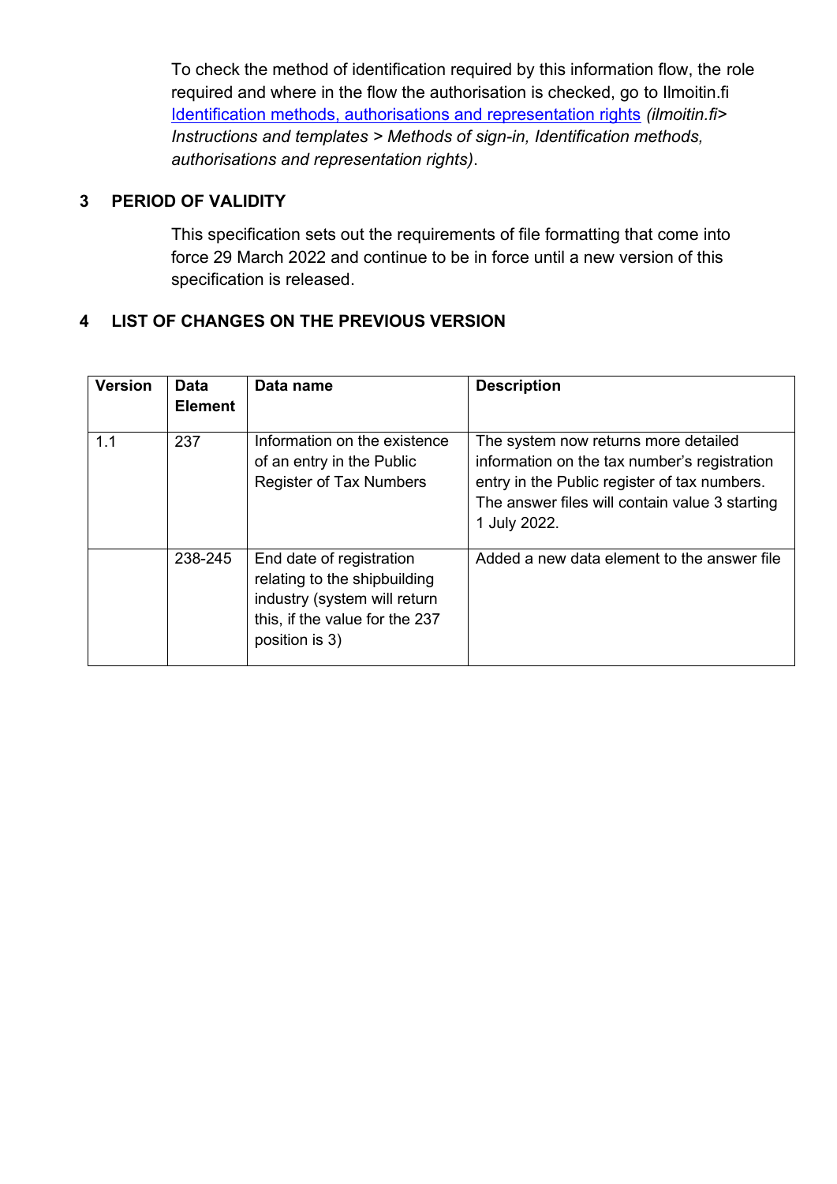To check the method of identification required by this information flow, the role required and where in the flow the authorisation is checked, go to Ilmoitin.fi [Identification methods, authorisations and representation rights](Identification methods, authorisations and representation rights) *(ilmoitin.fi> Instructions and templates > Methods of sign-in, Identification methods, authorisations and representation rights)*.

## 3 PERIOD OF VALIDITY

This specification sets out the requirements of file formatting that come into force 29 March 2022 and continue to be in force until a new version of this specification is released.

## 4 LIST OF CHANGES ON THE PREVIOUS VERSION

| Version | Data Element | Data name | Description |
|---|---|---|---|
| 1.1 | 237 | Information on the existence of an entry in the Public Register of Tax Numbers | The system now returns more detailed information on the tax number's registration entry in the Public register of tax numbers. The answer files will contain value 3 starting 1 July 2022. |
| | 238-245 | End date of registration relating to the shipbuilding industry (system will return this, if the value for the 237 position is 3) | Added a new data element to the answer file |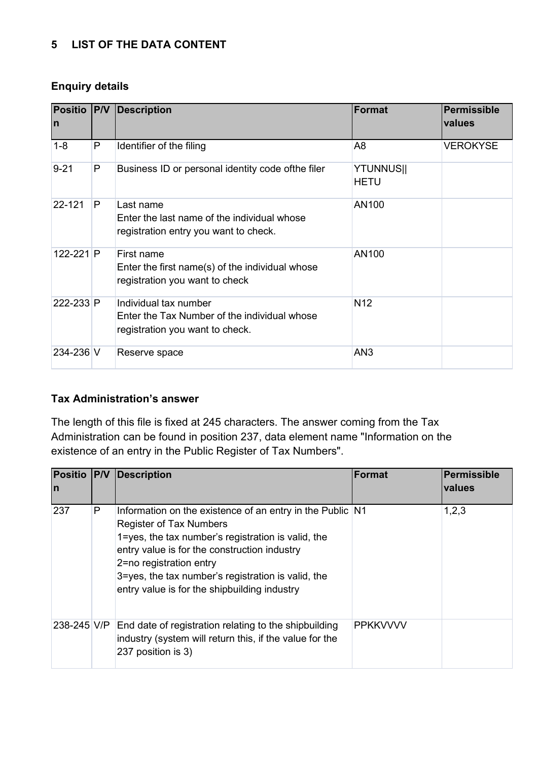## 5 LIST OF THE DATA CONTENT

### Enquiry details

| Position | P/V | Description | Format | Permissible values |
|---|---|---|---|---|
| 1-8 | P | Identifier of the filing | A8 | VEROKYSE |
| 9-21 | P | Business ID or personal identity code ofthe filer | YTUNNUS\|\| HETU | |
| 22-121 | P | Last name<br>Enter the last name of the individual whose registration entry you want to check. | AN100 | |
| 122-221 | P | First name<br>Enter the first name(s) of the individual whose registration you want to check | AN100 | |
| 222-233 | P | Individual tax number<br>Enter the Tax Number of the individual whose registration you want to check. | N12 | |
| 234-236 | V | Reserve space | AN3 | |

### Tax Administration's answer

The length of this file is fixed at 245 characters. The answer coming from the Tax Administration can be found in position 237, data element name "Information on the existence of an entry in the Public Register of Tax Numbers".

| Position | P/V | Description | Format | Permissible values |
|---|---|---|---|---|
| 237 | P | Information on the existence of an entry in the Public Register of Tax Numbers<br>1=yes, the tax number's registration is valid, the entry value is for the construction industry<br>2=no registration entry<br>3=yes, the tax number's registration is valid, the entry value is for the shipbuilding industry | N1 | 1,2,3 |
| 238-245 | V/P | End date of registration relating to the shipbuilding industry (system will return this, if the value for the 237 position is 3) | PPKKVVVV | |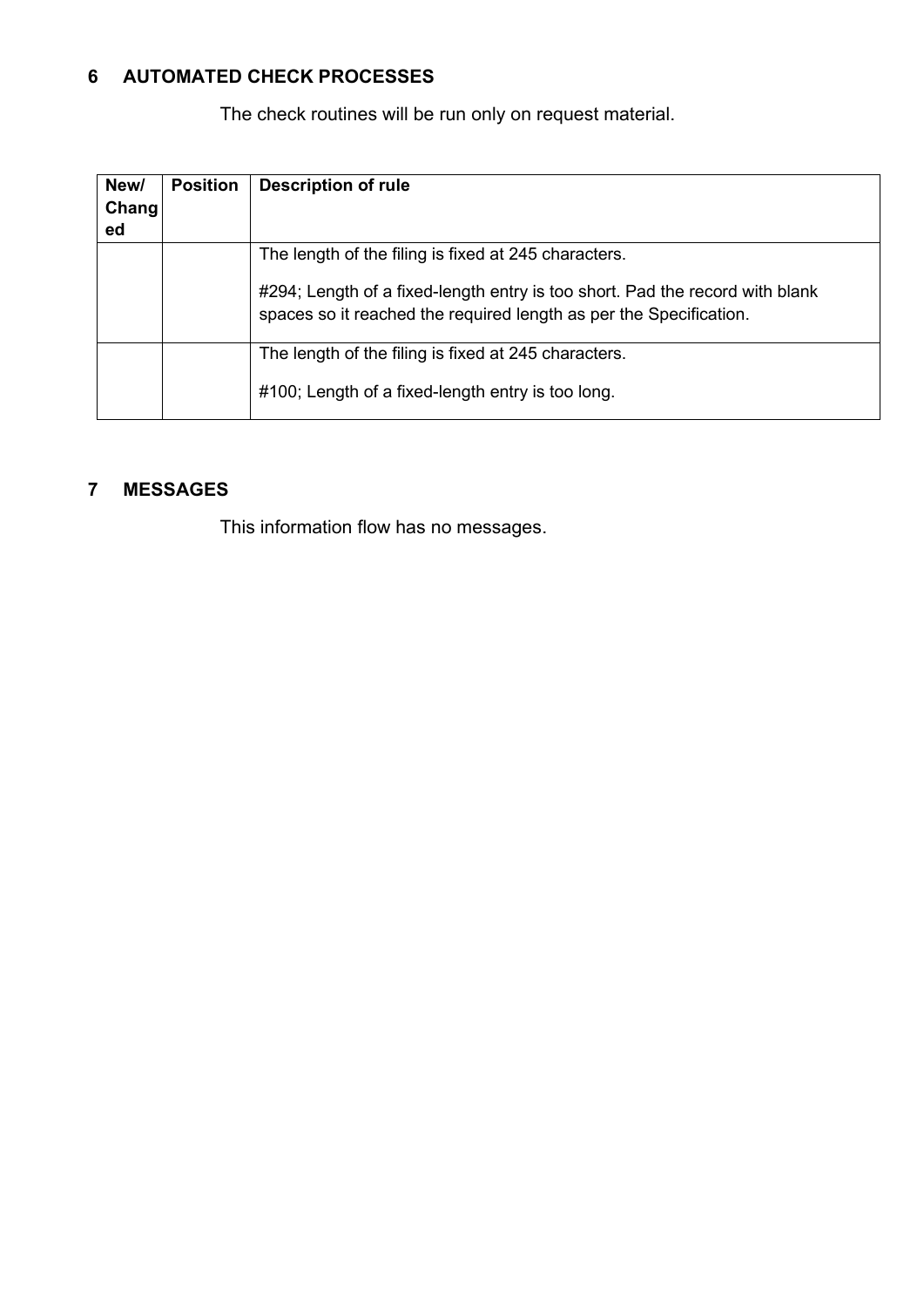## 6 AUTOMATED CHECK PROCESSES

The check routines will be run only on request material.

| New/ Changed | Position | Description of rule |
|---|---|---|
| | | The length of the filing is fixed at 245 characters.<br><br>#294; Length of a fixed-length entry is too short. Pad the record with blank spaces so it reached the required length as per the Specification. |
| | | The length of the filing is fixed at 245 characters.<br><br>#100; Length of a fixed-length entry is too long. |

## 7 MESSAGES

This information flow has no messages.